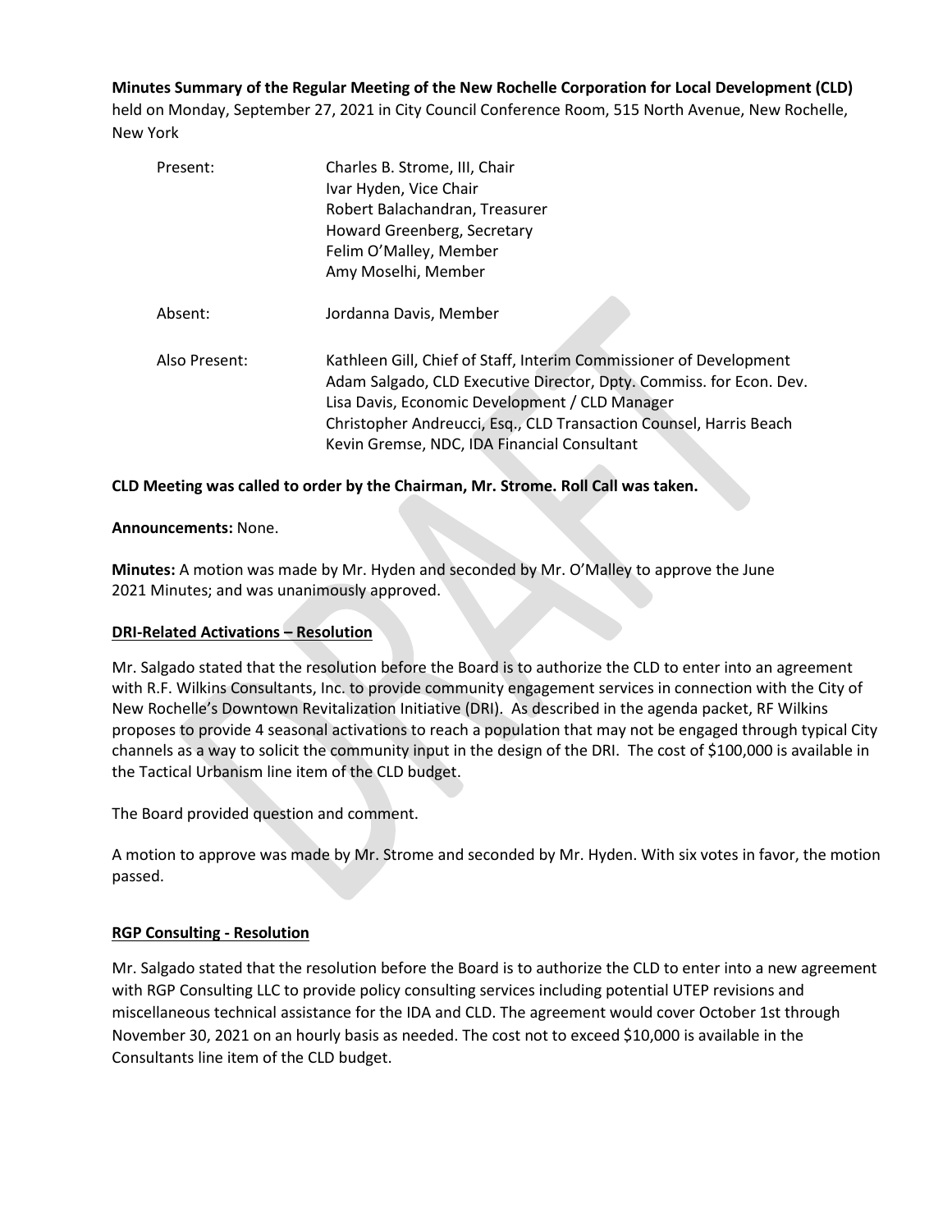**Minutes Summary of the Regular Meeting of the New Rochelle Corporation for Local Development (CLD)** held on Monday, September 27, 2021 in City Council Conference Room, 515 North Avenue, New Rochelle, New York

| | |
|---|---|
| Present: | Charles B. Strome, III, Chair<br>Ivar Hyden, Vice Chair<br>Robert Balachandran, Treasurer<br>Howard Greenberg, Secretary<br>Felim O'Malley, Member<br>Amy Moselhi, Member |
| Absent: | Jordanna Davis, Member |
| Also Present: | Kathleen Gill, Chief of Staff, Interim Commissioner of Development<br>Adam Salgado, CLD Executive Director, Dpty. Commiss. for Econ. Dev.<br>Lisa Davis, Economic Development / CLD Manager<br>Christopher Andreucci, Esq., CLD Transaction Counsel, Harris Beach<br>Kevin Gremse, NDC, IDA Financial Consultant |

**CLD Meeting was called to order by the Chairman, Mr. Strome. Roll Call was taken.**

**Announcements:** None.

**Minutes:** A motion was made by Mr. Hyden and seconded by Mr. O'Malley to approve the June 2021 Minutes; and was unanimously approved.

**DRI-Related Activations – Resolution**

Mr. Salgado stated that the resolution before the Board is to authorize the CLD to enter into an agreement with R.F. Wilkins Consultants, Inc. to provide community engagement services in connection with the City of New Rochelle's Downtown Revitalization Initiative (DRI). As described in the agenda packet, RF Wilkins proposes to provide 4 seasonal activations to reach a population that may not be engaged through typical City channels as a way to solicit the community input in the design of the DRI. The cost of $100,000 is available in the Tactical Urbanism line item of the CLD budget.

The Board provided question and comment.

A motion to approve was made by Mr. Strome and seconded by Mr. Hyden. With six votes in favor, the motion passed.

**RGP Consulting - Resolution**

Mr. Salgado stated that the resolution before the Board is to authorize the CLD to enter into a new agreement with RGP Consulting LLC to provide policy consulting services including potential UTEP revisions and miscellaneous technical assistance for the IDA and CLD. The agreement would cover October 1st through November 30, 2021 on an hourly basis as needed. The cost not to exceed $10,000 is available in the Consultants line item of the CLD budget.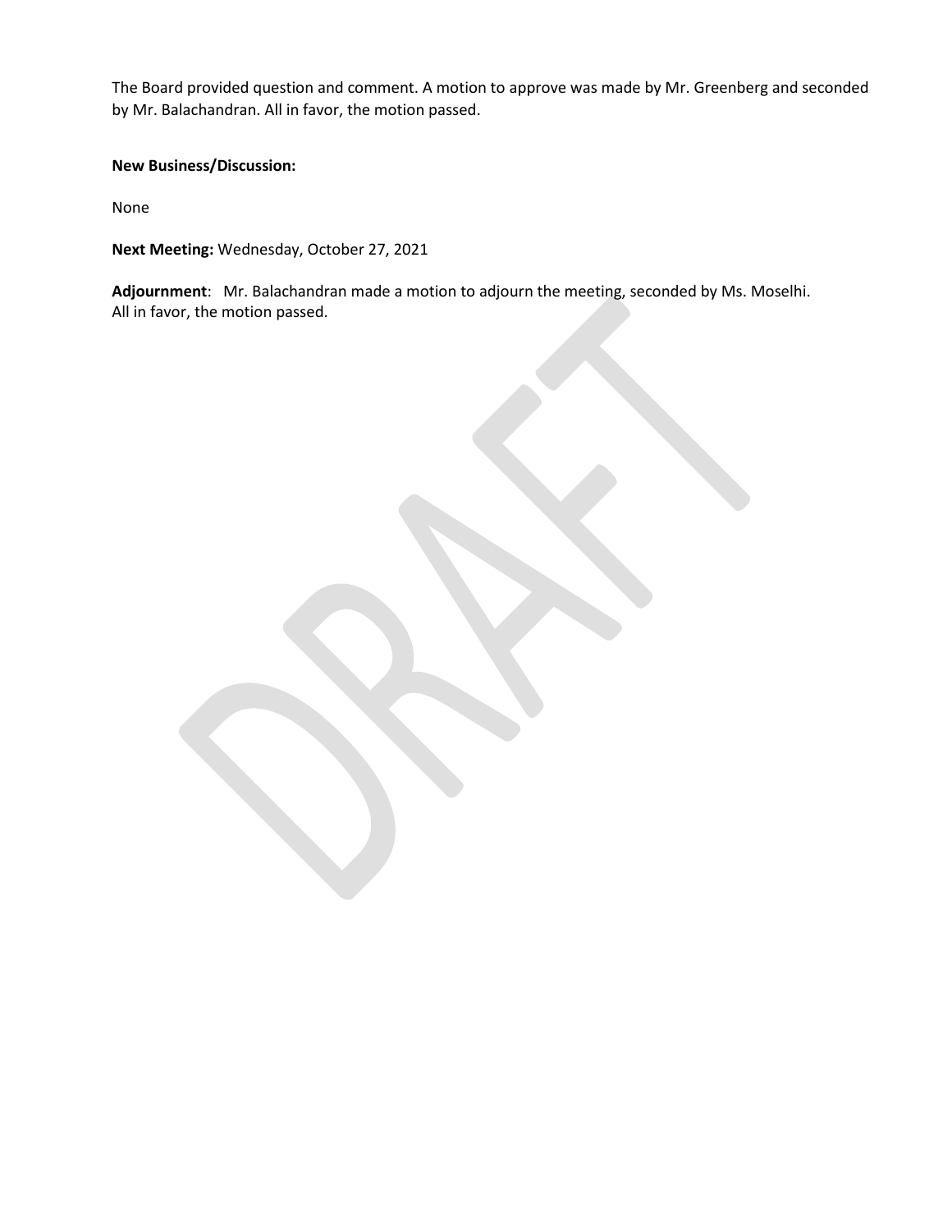The Board provided question and comment. A motion to approve was made by Mr. Greenberg and seconded by Mr. Balachandran. All in favor, the motion passed.

**New Business/Discussion:**

None

**Next Meeting:** Wednesday, October 27, 2021

**Adjournment**: Mr. Balachandran made a motion to adjourn the meeting, seconded by Ms. Moselhi. All in favor, the motion passed.